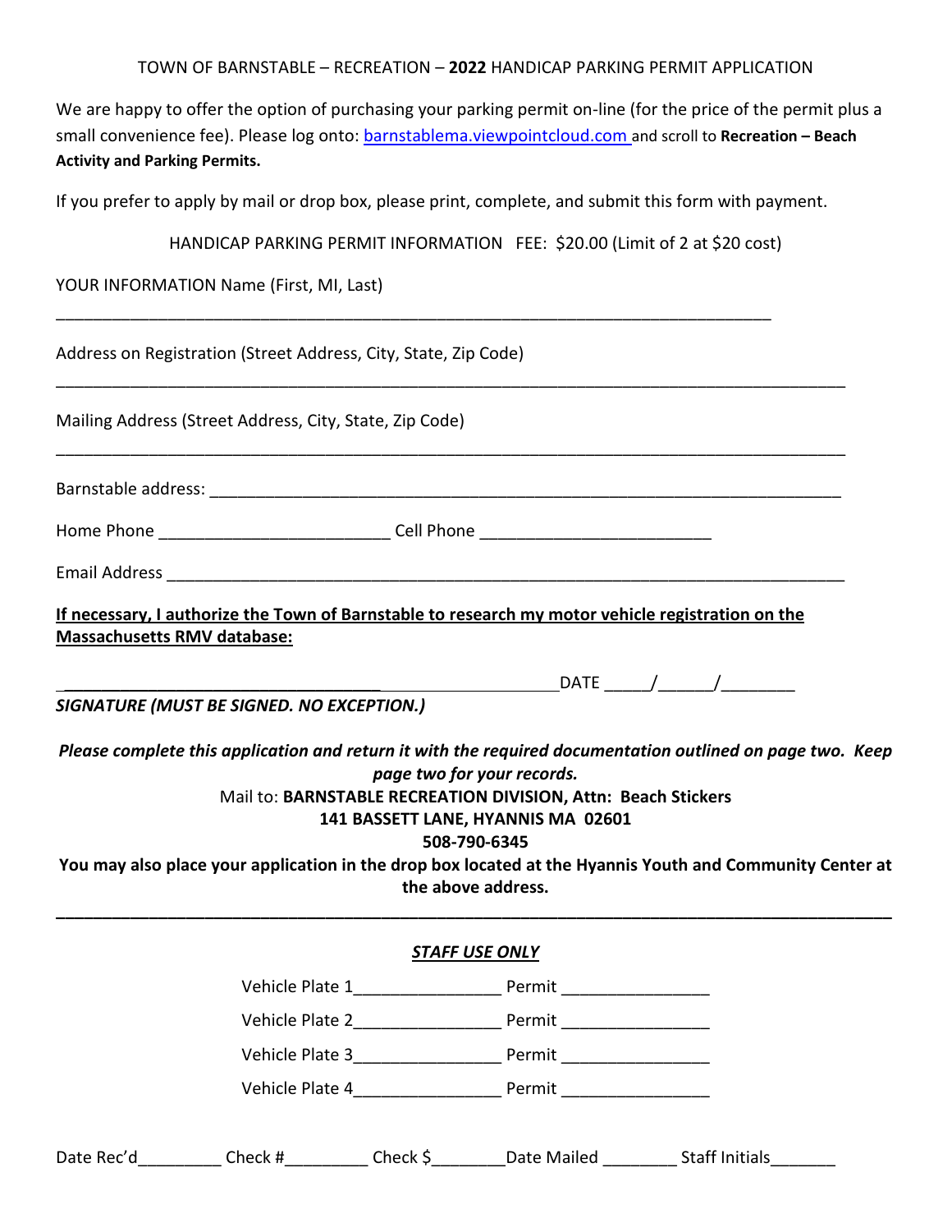TOWN OF BARNSTABLE – RECREATION – **2022** HANDICAP PARKING PERMIT APPLICATION

We are happy to offer the option of purchasing your parking permit on-line (for the price of the permit plus a small convenience fee). Please log onto: barnstablema.viewpointcloud.com and scroll to **Recreation – Beach Activity and Parking Permits.**

If you prefer to apply by mail or drop box, please print, complete, and submit this form with payment.

HANDICAP PARKING PERMIT INFORMATION FEE: $20.00 (Limit of 2 at $20 cost)

YOUR INFORMATION Name (First, MI, Last)

_______________________________________________________________________________

Address on Registration (Street Address, City, State, Zip Code)

_______________________________________________________________________________

Mailing Address (Street Address, City, State, Zip Code)

_______________________________________________________________________________

Barnstable address: _______________________________________________________________

Home Phone _________________________ Cell Phone _________________________

Email Address ____________________________________________________________________

**If necessary, I authorize the Town of Barnstable to research my motor vehicle registration on the Massachusetts RMV database:**

________________________________________________________ DATE _____/______/________

***SIGNATURE (MUST BE SIGNED. NO EXCEPTION.)***

***Please complete this application and return it with the required documentation outlined on page two. Keep page two for your records.***

Mail to: **BARNSTABLE RECREATION DIVISION, Attn: Beach Stickers**

**141 BASSETT LANE, HYANNIS MA 02601**

**508-790-6345**

**You may also place your application in the drop box located at the Hyannis Youth and Community Center at the above address.**

---

***STAFF USE ONLY***

Vehicle Plate 1________________ Permit ________________

Vehicle Plate 2________________ Permit ________________

Vehicle Plate 3________________ Permit ________________

Vehicle Plate 4________________ Permit ________________

Date Rec'd_________ Check #_________ Check $________Date Mailed ________ Staff Initials_______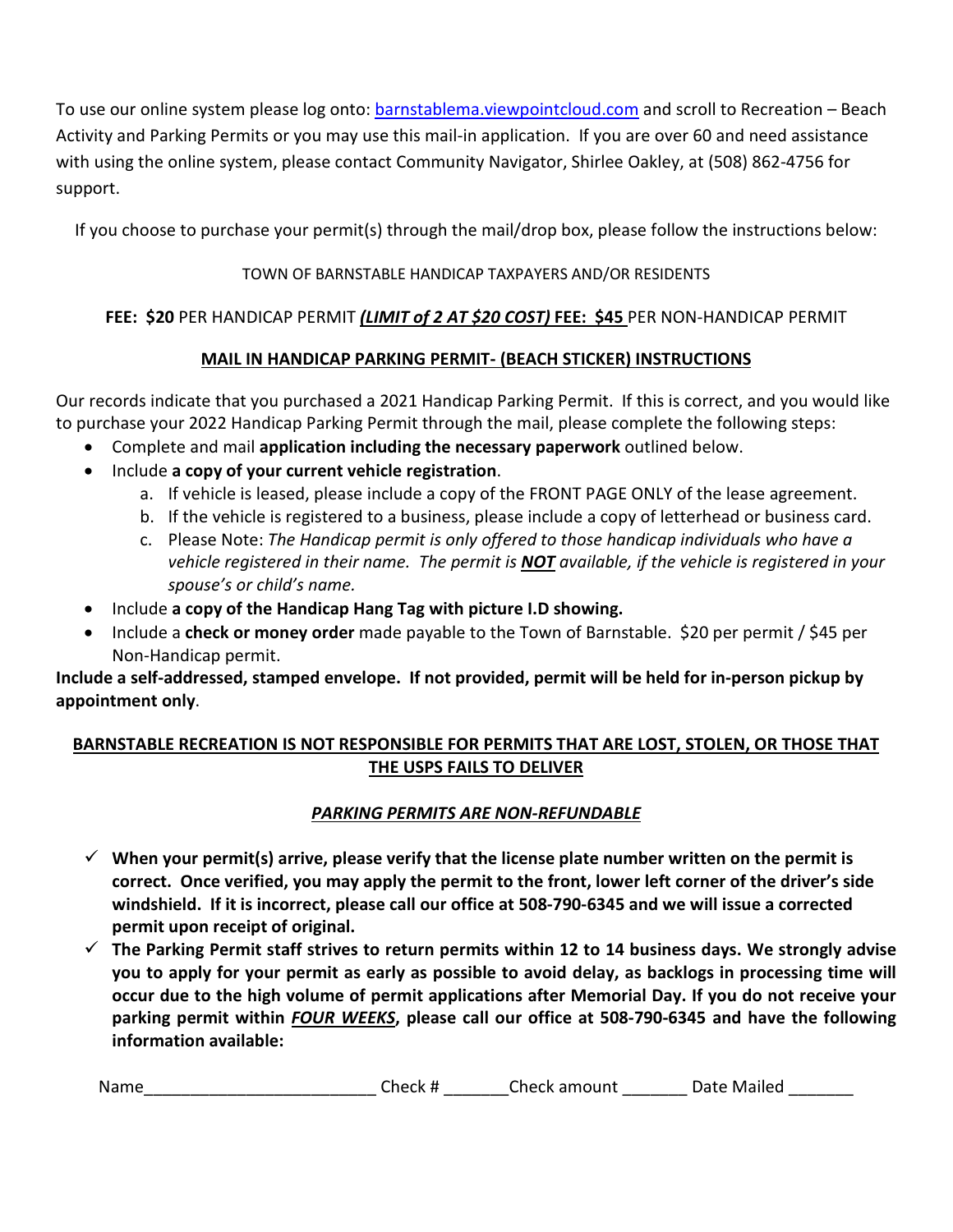To use our online system please log onto: [barnstablema.viewpointcloud.com](barnstablema.viewpointcloud.com) and scroll to Recreation – Beach Activity and Parking Permits or you may use this mail-in application. If you are over 60 and need assistance with using the online system, please contact Community Navigator, Shirlee Oakley, at (508) 862-4756 for support.

If you choose to purchase your permit(s) through the mail/drop box, please follow the instructions below:

TOWN OF BARNSTABLE HANDICAP TAXPAYERS AND/OR RESIDENTS

**FEE: $20** PER HANDICAP PERMIT ***(LIMIT of 2 AT $20 COST)*** **FEE: $45** PER NON-HANDICAP PERMIT

**MAIL IN HANDICAP PARKING PERMIT- (BEACH STICKER) INSTRUCTIONS**

Our records indicate that you purchased a 2021 Handicap Parking Permit. If this is correct, and you would like to purchase your 2022 Handicap Parking Permit through the mail, please complete the following steps:

- Complete and mail **application including the necessary paperwork** outlined below.
- Include **a copy of your current vehicle registration**.
  a. If vehicle is leased, please include a copy of the FRONT PAGE ONLY of the lease agreement.
  b. If the vehicle is registered to a business, please include a copy of letterhead or business card.
  c. Please Note: *The Handicap permit is only offered to those handicap individuals who have a vehicle registered in their name. The permit is **NOT** available, if the vehicle is registered in your spouse's or child's name.*
- Include **a copy of the Handicap Hang Tag with picture I.D showing.**
- Include a **check or money order** made payable to the Town of Barnstable. $20 per permit / $45 per Non-Handicap permit.

**Include a self-addressed, stamped envelope. If not provided, permit will be held for in-person pickup by appointment only**.

**BARNSTABLE RECREATION IS NOT RESPONSIBLE FOR PERMITS THAT ARE LOST, STOLEN, OR THOSE THAT THE USPS FAILS TO DELIVER**

***PARKING PERMITS ARE NON-REFUNDABLE***

- ✓ **When your permit(s) arrive, please verify that the license plate number written on the permit is correct. Once verified, you may apply the permit to the front, lower left corner of the driver's side windshield. If it is incorrect, please call our office at 508-790-6345 and we will issue a corrected permit upon receipt of original.**
- ✓ **The Parking Permit staff strives to return permits within 12 to 14 business days. We strongly advise you to apply for your permit as early as possible to avoid delay, as backlogs in processing time will occur due to the high volume of permit applications after Memorial Day. If you do not receive your parking permit within *FOUR WEEKS*, please call our office at 508-790-6345 and have the following information available:**

Name________________________ Check # _______Check amount _______ Date Mailed _______